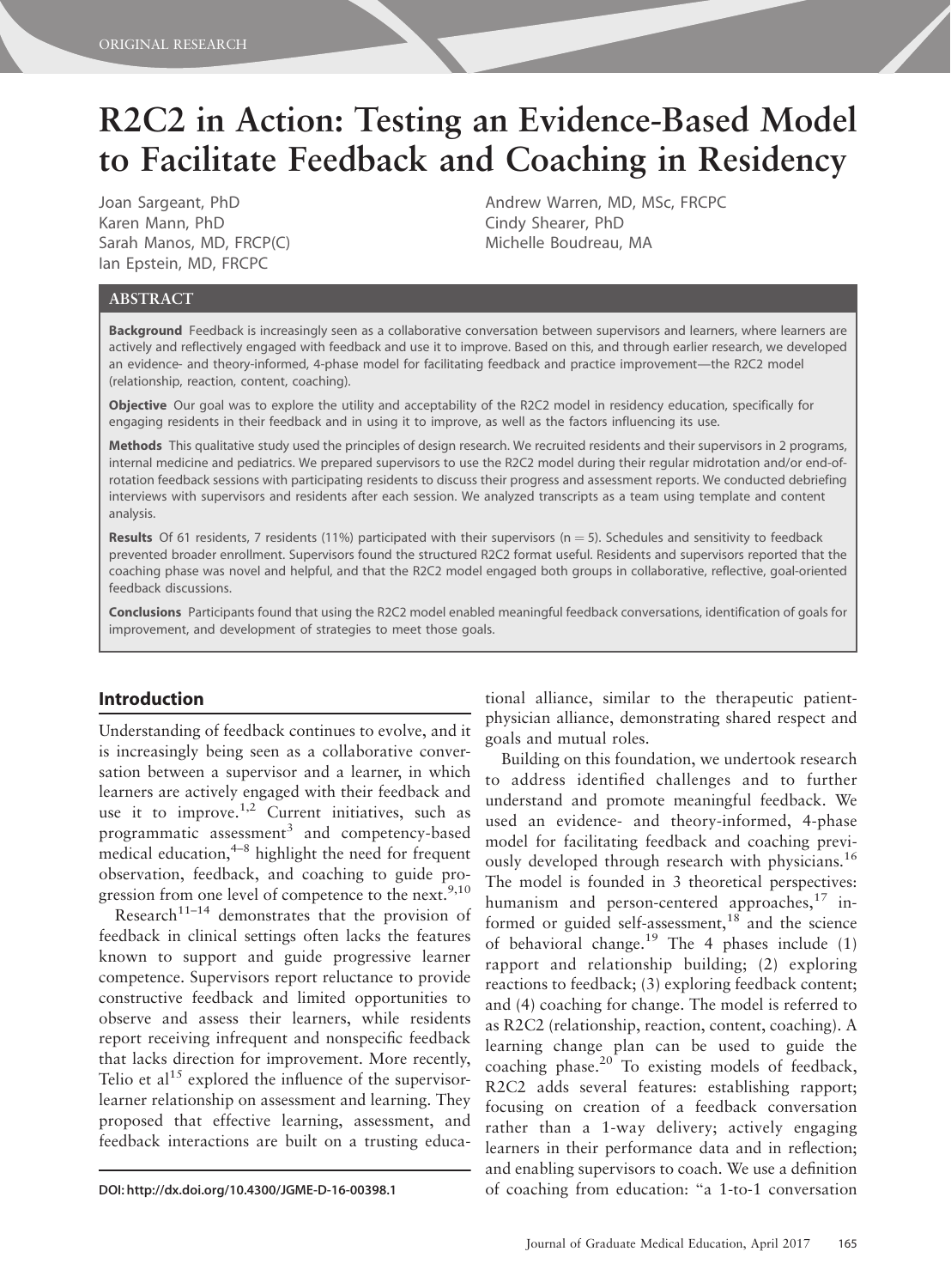ORIGINAL RESEARCH

# R2C2 in Action: Testing an Evidence-Based Model to Facilitate Feedback and Coaching in Residency

Joan Sargeant, PhD
Karen Mann, PhD
Sarah Manos, MD, FRCP(C)
Ian Epstein, MD, FRCPC
Andrew Warren, MD, MSc, FRCPC
Cindy Shearer, PhD
Michelle Boudreau, MA

## ABSTRACT

**Background** Feedback is increasingly seen as a collaborative conversation between supervisors and learners, where learners are actively and reflectively engaged with feedback and use it to improve. Based on this, and through earlier research, we developed an evidence- and theory-informed, 4-phase model for facilitating feedback and practice improvement—the R2C2 model (relationship, reaction, content, coaching).

**Objective** Our goal was to explore the utility and acceptability of the R2C2 model in residency education, specifically for engaging residents in their feedback and in using it to improve, as well as the factors influencing its use.

**Methods** This qualitative study used the principles of design research. We recruited residents and their supervisors in 2 programs, internal medicine and pediatrics. We prepared supervisors to use the R2C2 model during their regular midrotation and/or end-of-rotation feedback sessions with participating residents to discuss their progress and assessment reports. We conducted debriefing interviews with supervisors and residents after each session. We analyzed transcripts as a team using template and content analysis.

**Results** Of 61 residents, 7 residents (11%) participated with their supervisors (n = 5). Schedules and sensitivity to feedback prevented broader enrollment. Supervisors found the structured R2C2 format useful. Residents and supervisors reported that the coaching phase was novel and helpful, and that the R2C2 model engaged both groups in collaborative, reflective, goal-oriented feedback discussions.

**Conclusions** Participants found that using the R2C2 model enabled meaningful feedback conversations, identification of goals for improvement, and development of strategies to meet those goals.

## Introduction

Understanding of feedback continues to evolve, and it is increasingly being seen as a collaborative conversation between a supervisor and a learner, in which learners are actively engaged with their feedback and use it to improve.[1,2] Current initiatives, such as programmatic assessment[3] and competency-based medical education,[4–8] highlight the need for frequent observation, feedback, and coaching to guide progression from one level of competence to the next.[9,10]

Research[11–14] demonstrates that the provision of feedback in clinical settings often lacks the features known to support and guide progressive learner competence. Supervisors report reluctance to provide constructive feedback and limited opportunities to observe and assess their learners, while residents report receiving infrequent and nonspecific feedback that lacks direction for improvement. More recently, Telio et al[15] explored the influence of the supervisor-learner relationship on assessment and learning. They proposed that effective learning, assessment, and feedback interactions are built on a trusting educational alliance, similar to the therapeutic patient-physician alliance, demonstrating shared respect and goals and mutual roles.

Building on this foundation, we undertook research to address identified challenges and to further understand and promote meaningful feedback. We used an evidence- and theory-informed, 4-phase model for facilitating feedback and coaching previously developed through research with physicians.[16] The model is founded in 3 theoretical perspectives: humanism and person-centered approaches,[17] informed or guided self-assessment,[18] and the science of behavioral change.[19] The 4 phases include (1) rapport and relationship building; (2) exploring reactions to feedback; (3) exploring feedback content; and (4) coaching for change. The model is referred to as R2C2 (relationship, reaction, content, coaching). A learning change plan can be used to guide the coaching phase.[20] To existing models of feedback, R2C2 adds several features: establishing rapport; focusing on creation of a feedback conversation rather than a 1-way delivery; actively engaging learners in their performance data and in reflection; and enabling supervisors to coach. We use a definition of coaching from education: "a 1-to-1 conversation

DOI: http://dx.doi.org/10.4300/JGME-D-16-00398.1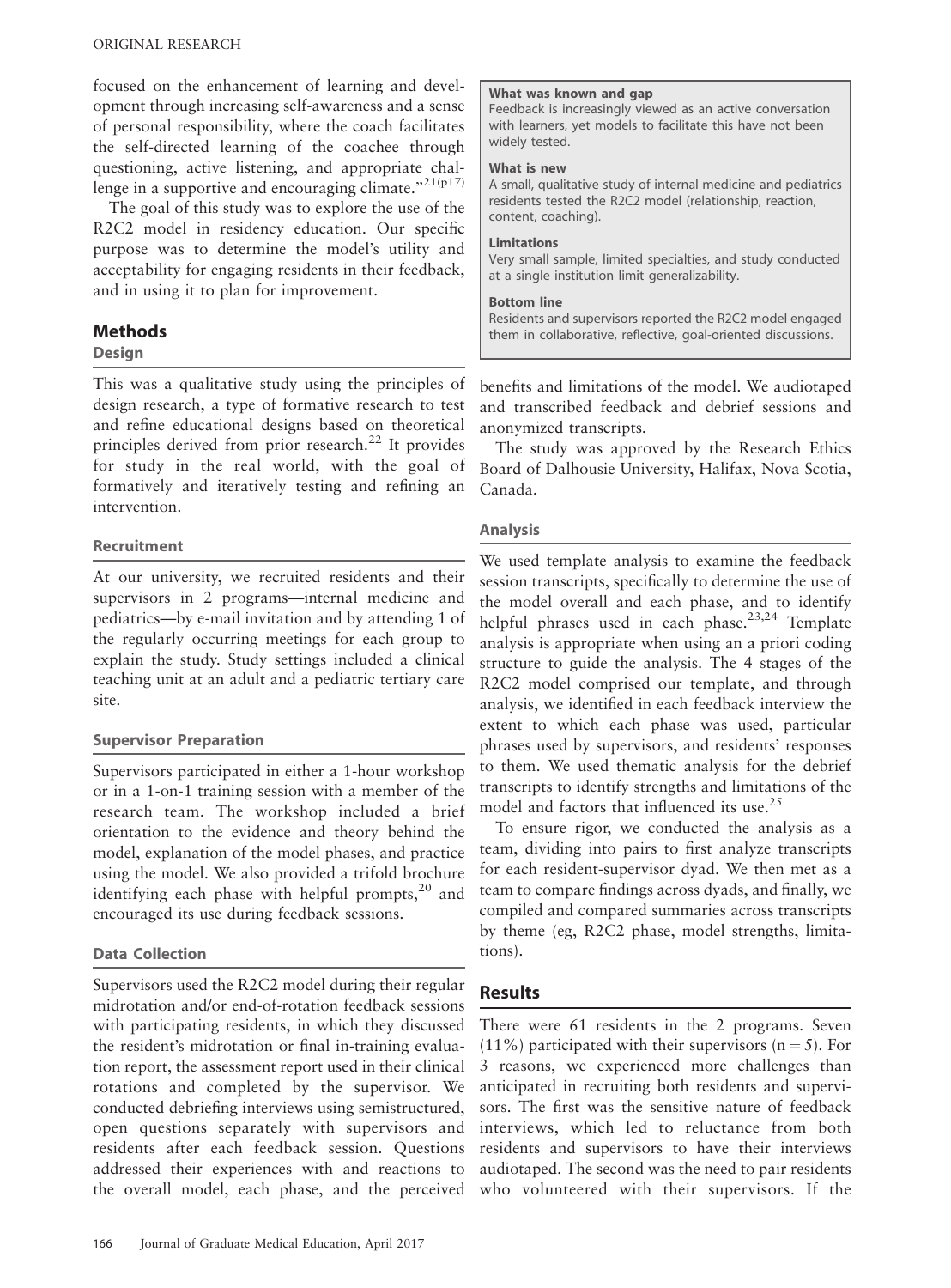focused on the enhancement of learning and development through increasing self-awareness and a sense of personal responsibility, where the coach facilitates the self-directed learning of the coachee through questioning, active listening, and appropriate challenge in a supportive and encouraging climate."[21(p17)]

The goal of this study was to explore the use of the R2C2 model in residency education. Our specific purpose was to determine the model's utility and acceptability for engaging residents in their feedback, and in using it to plan for improvement.

> **What was known and gap**
> Feedback is increasingly viewed as an active conversation with learners, yet models to facilitate this have not been widely tested.
>
> **What is new**
> A small, qualitative study of internal medicine and pediatrics residents tested the R2C2 model (relationship, reaction, content, coaching).
>
> **Limitations**
> Very small sample, limited specialties, and study conducted at a single institution limit generalizability.
>
> **Bottom line**
> Residents and supervisors reported the R2C2 model engaged them in collaborative, reflective, goal-oriented discussions.

## Methods

### Design

This was a qualitative study using the principles of design research, a type of formative research to test and refine educational designs based on theoretical principles derived from prior research.[22] It provides for study in the real world, with the goal of formatively and iteratively testing and refining an intervention.

### Recruitment

At our university, we recruited residents and their supervisors in 2 programs—internal medicine and pediatrics—by e-mail invitation and by attending 1 of the regularly occurring meetings for each group to explain the study. Study settings included a clinical teaching unit at an adult and a pediatric tertiary care site.

### Supervisor Preparation

Supervisors participated in either a 1-hour workshop or in a 1-on-1 training session with a member of the research team. The workshop included a brief orientation to the evidence and theory behind the model, explanation of the model phases, and practice using the model. We also provided a trifold brochure identifying each phase with helpful prompts,[20] and encouraged its use during feedback sessions.

### Data Collection

Supervisors used the R2C2 model during their regular midrotation and/or end-of-rotation feedback sessions with participating residents, in which they discussed the resident's midrotation or final in-training evaluation report, the assessment report used in their clinical rotations and completed by the supervisor. We conducted debriefing interviews using semistructured, open questions separately with supervisors and residents after each feedback session. Questions addressed their experiences with and reactions to the overall model, each phase, and the perceived benefits and limitations of the model. We audiotaped and transcribed feedback and debrief sessions and anonymized transcripts.

The study was approved by the Research Ethics Board of Dalhousie University, Halifax, Nova Scotia, Canada.

### Analysis

We used template analysis to examine the feedback session transcripts, specifically to determine the use of the model overall and each phase, and to identify helpful phrases used in each phase.[23,24] Template analysis is appropriate when using an a priori coding structure to guide the analysis. The 4 stages of the R2C2 model comprised our template, and through analysis, we identified in each feedback interview the extent to which each phase was used, particular phrases used by supervisors, and residents' responses to them. We used thematic analysis for the debrief transcripts to identify strengths and limitations of the model and factors that influenced its use.[25]

To ensure rigor, we conducted the analysis as a team, dividing into pairs to first analyze transcripts for each resident-supervisor dyad. We then met as a team to compare findings across dyads, and finally, we compiled and compared summaries across transcripts by theme (eg, R2C2 phase, model strengths, limitations).

## Results

There were 61 residents in the 2 programs. Seven (11%) participated with their supervisors (n = 5). For 3 reasons, we experienced more challenges than anticipated in recruiting both residents and supervisors. The first was the sensitive nature of feedback interviews, which led to reluctance from both residents and supervisors to have their interviews audiotaped. The second was the need to pair residents who volunteered with their supervisors. If the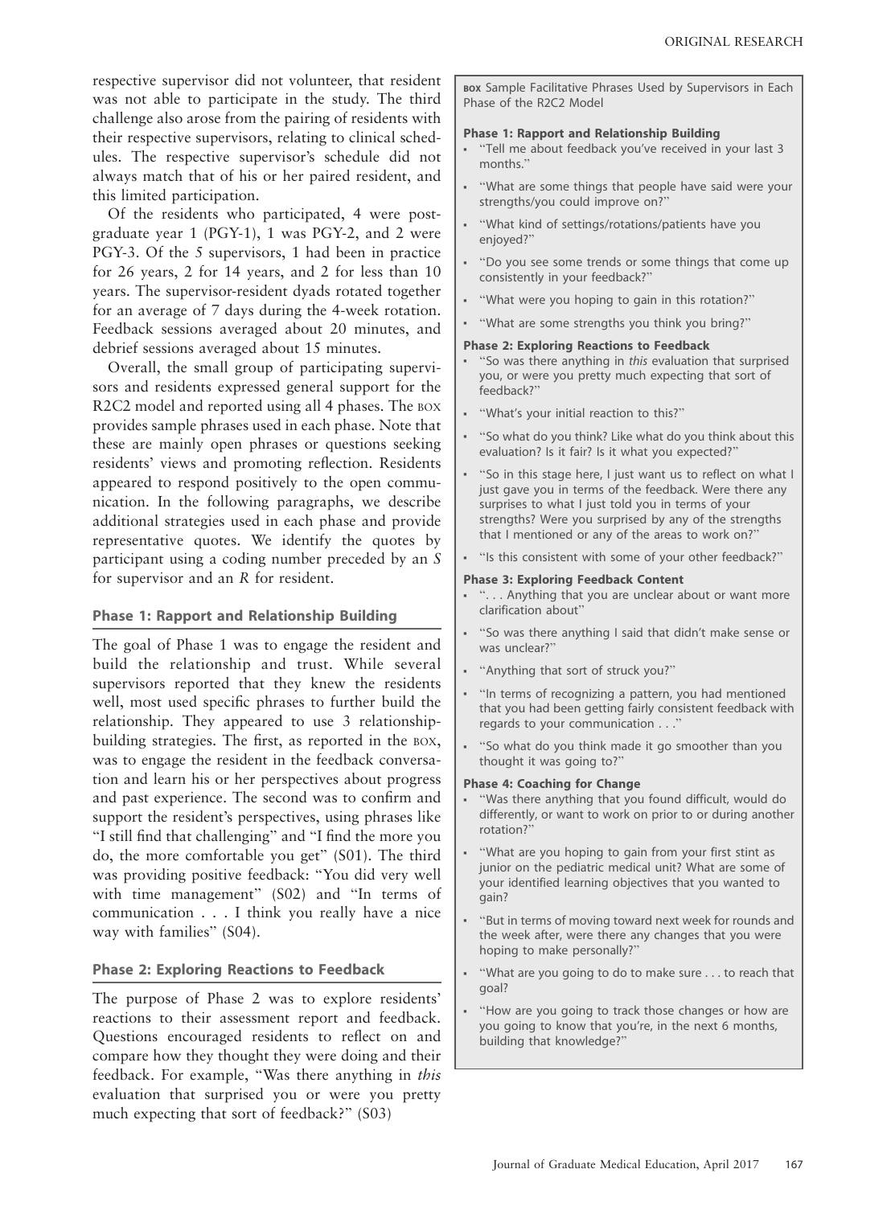respective supervisor did not volunteer, that resident was not able to participate in the study. The third challenge also arose from the pairing of residents with their respective supervisors, relating to clinical schedules. The respective supervisor's schedule did not always match that of his or her paired resident, and this limited participation.

Of the residents who participated, 4 were postgraduate year 1 (PGY-1), 1 was PGY-2, and 2 were PGY-3. Of the 5 supervisors, 1 had been in practice for 26 years, 2 for 14 years, and 2 for less than 10 years. The supervisor-resident dyads rotated together for an average of 7 days during the 4-week rotation. Feedback sessions averaged about 20 minutes, and debrief sessions averaged about 15 minutes.

Overall, the small group of participating supervisors and residents expressed general support for the R2C2 model and reported using all 4 phases. The BOX provides sample phrases used in each phase. Note that these are mainly open phrases or questions seeking residents' views and promoting reflection. Residents appeared to respond positively to the open communication. In the following paragraphs, we describe additional strategies used in each phase and provide representative quotes. We identify the quotes by participant using a coding number preceded by an *S* for supervisor and an *R* for resident.

### Phase 1: Rapport and Relationship Building

The goal of Phase 1 was to engage the resident and build the relationship and trust. While several supervisors reported that they knew the residents well, most used specific phrases to further build the relationship. They appeared to use 3 relationship-building strategies. The first, as reported in the BOX, was to engage the resident in the feedback conversation and learn his or her perspectives about progress and past experience. The second was to confirm and support the resident's perspectives, using phrases like "I still find that challenging" and "I find the more you do, the more comfortable you get" (S01). The third was providing positive feedback: "You did very well with time management" (S02) and "In terms of communication . . . I think you really have a nice way with families" (S04).

### Phase 2: Exploring Reactions to Feedback

The purpose of Phase 2 was to explore residents' reactions to their assessment report and feedback. Questions encouraged residents to reflect on and compare how they thought they were doing and their feedback. For example, "Was there anything in *this* evaluation that surprised you or were you pretty much expecting that sort of feedback?" (S03)

**BOX** Sample Facilitative Phrases Used by Supervisors in Each Phase of the R2C2 Model

**Phase 1: Rapport and Relationship Building**

- "Tell me about feedback you've received in your last 3 months."
- "What are some things that people have said were your strengths/you could improve on?"
- "What kind of settings/rotations/patients have you enjoyed?"
- "Do you see some trends or some things that come up consistently in your feedback?"
- "What were you hoping to gain in this rotation?"
- "What are some strengths you think you bring?"

**Phase 2: Exploring Reactions to Feedback**

- "So was there anything in *this* evaluation that surprised you, or were you pretty much expecting that sort of feedback?"
- "What's your initial reaction to this?"
- "So what do you think? Like what do you think about this evaluation? Is it fair? Is it what you expected?"
- "So in this stage here, I just want us to reflect on what I just gave you in terms of the feedback. Were there any surprises to what I just told you in terms of your strengths? Were you surprised by any of the strengths that I mentioned or any of the areas to work on?"
- "Is this consistent with some of your other feedback?"

**Phase 3: Exploring Feedback Content**

- ". . . Anything that you are unclear about or want more clarification about"
- "So was there anything I said that didn't make sense or was unclear?"
- "Anything that sort of struck you?"
- "In terms of recognizing a pattern, you had mentioned that you had been getting fairly consistent feedback with regards to your communication . . ."
- "So what do you think made it go smoother than you thought it was going to?"

**Phase 4: Coaching for Change**

- "Was there anything that you found difficult, would do differently, or want to work on prior to or during another rotation?"
- "What are you hoping to gain from your first stint as junior on the pediatric medical unit? What are some of your identified learning objectives that you wanted to gain?
- "But in terms of moving toward next week for rounds and the week after, were there any changes that you were hoping to make personally?"
- "What are you going to do to make sure . . . to reach that goal?
- "How are you going to track those changes or how are you going to know that you're, in the next 6 months, building that knowledge?"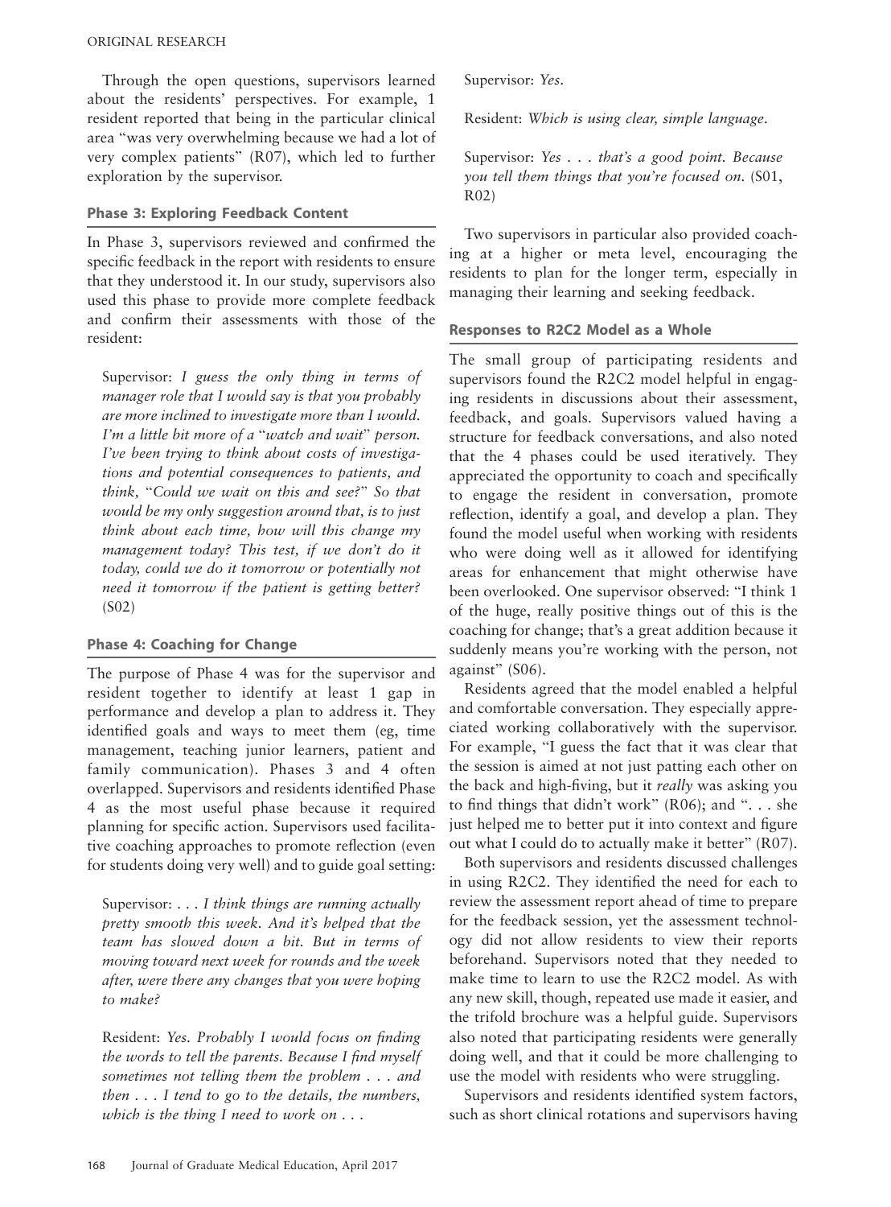Through the open questions, supervisors learned about the residents' perspectives. For example, 1 resident reported that being in the particular clinical area "was very overwhelming because we had a lot of very complex patients" (R07), which led to further exploration by the supervisor.

### Phase 3: Exploring Feedback Content

In Phase 3, supervisors reviewed and confirmed the specific feedback in the report with residents to ensure that they understood it. In our study, supervisors also used this phase to provide more complete feedback and confirm their assessments with those of the resident:

> Supervisor: *I guess the only thing in terms of manager role that I would say is that you probably are more inclined to investigate more than I would. I'm a little bit more of a "watch and wait" person. I've been trying to think about costs of investigations and potential consequences to patients, and think, "Could we wait on this and see?" So that would be my only suggestion around that, is to just think about each time, how will this change my management today? This test, if we don't do it today, could we do it tomorrow or potentially not need it tomorrow if the patient is getting better?* (S02)

### Phase 4: Coaching for Change

The purpose of Phase 4 was for the supervisor and resident together to identify at least 1 gap in performance and develop a plan to address it. They identified goals and ways to meet them (eg, time management, teaching junior learners, patient and family communication). Phases 3 and 4 often overlapped. Supervisors and residents identified Phase 4 as the most useful phase because it required planning for specific action. Supervisors used facilitative coaching approaches to promote reflection (even for students doing very well) and to guide goal setting:

> Supervisor: *. . . I think things are running actually pretty smooth this week. And it's helped that the team has slowed down a bit. But in terms of moving toward next week for rounds and the week after, were there any changes that you were hoping to make?*
>
> Resident: *Yes. Probably I would focus on finding the words to tell the parents. Because I find myself sometimes not telling them the problem . . . and then . . . I tend to go to the details, the numbers, which is the thing I need to work on . . .*
>
> Supervisor: *Yes.*
>
> Resident: *Which is using clear, simple language.*
>
> Supervisor: *Yes . . . that's a good point. Because you tell them things that you're focused on.* (S01, R02)

Two supervisors in particular also provided coaching at a higher or meta level, encouraging the residents to plan for the longer term, especially in managing their learning and seeking feedback.

### Responses to R2C2 Model as a Whole

The small group of participating residents and supervisors found the R2C2 model helpful in engaging residents in discussions about their assessment, feedback, and goals. Supervisors valued having a structure for feedback conversations, and also noted that the 4 phases could be used iteratively. They appreciated the opportunity to coach and specifically to engage the resident in conversation, promote reflection, identify a goal, and develop a plan. They found the model useful when working with residents who were doing well as it allowed for identifying areas for enhancement that might otherwise have been overlooked. One supervisor observed: "I think 1 of the huge, really positive things out of this is the coaching for change; that's a great addition because it suddenly means you're working with the person, not against" (S06).

Residents agreed that the model enabled a helpful and comfortable conversation. They especially appreciated working collaboratively with the supervisor. For example, "I guess the fact that it was clear that the session is aimed at not just patting each other on the back and high-fiving, but it *really* was asking you to find things that didn't work" (R06); and ". . . she just helped me to better put it into context and figure out what I could do to actually make it better" (R07).

Both supervisors and residents discussed challenges in using R2C2. They identified the need for each to review the assessment report ahead of time to prepare for the feedback session, yet the assessment technology did not allow residents to view their reports beforehand. Supervisors noted that they needed to make time to learn to use the R2C2 model. As with any new skill, though, repeated use made it easier, and the trifold brochure was a helpful guide. Supervisors also noted that participating residents were generally doing well, and that it could be more challenging to use the model with residents who were struggling.

Supervisors and residents identified system factors, such as short clinical rotations and supervisors having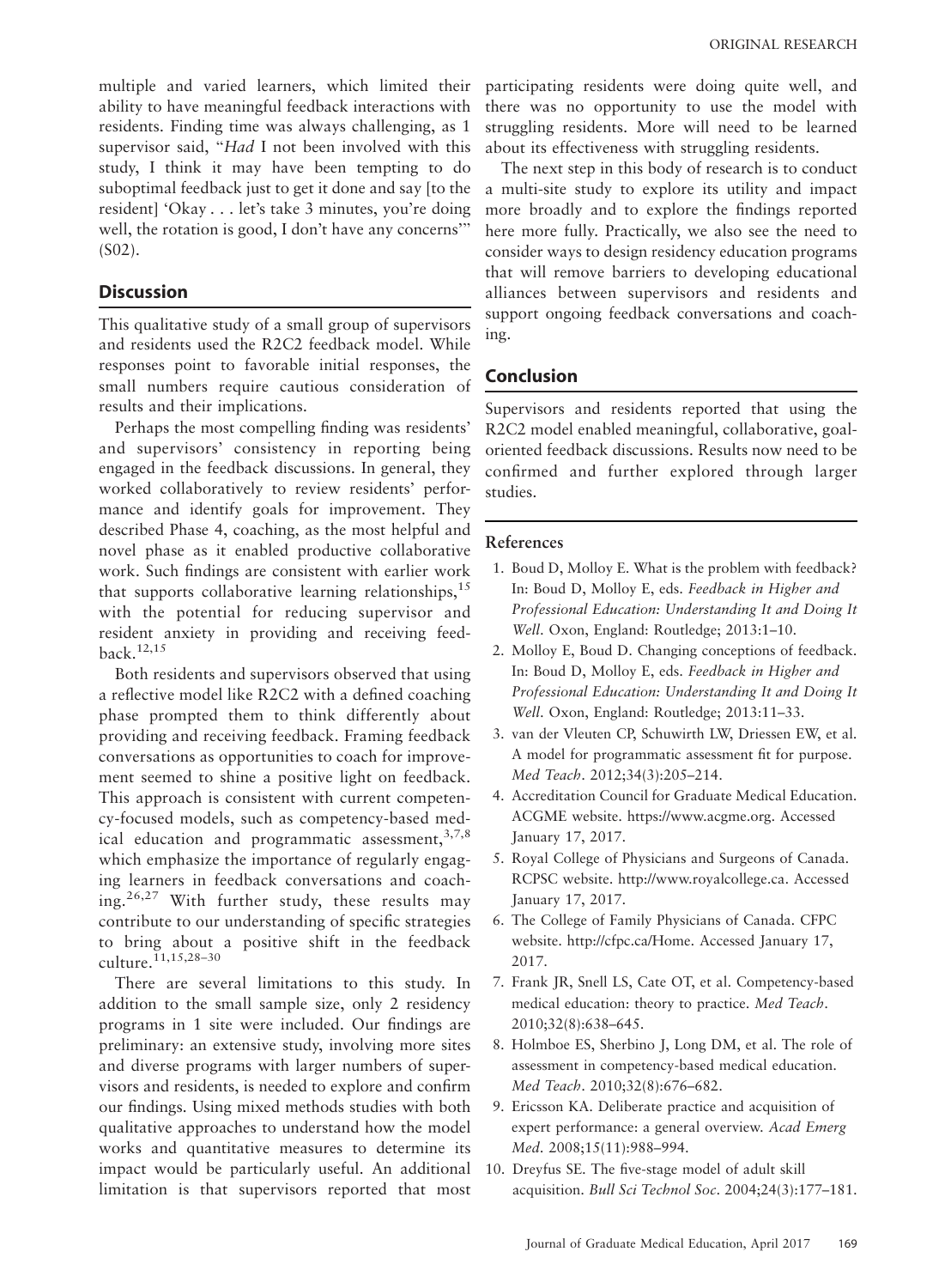multiple and varied learners, which limited their ability to have meaningful feedback interactions with residents. Finding time was always challenging, as 1 supervisor said, "*Had* I not been involved with this study, I think it may have been tempting to do suboptimal feedback just to get it done and say [to the resident] 'Okay . . . let's take 3 minutes, you're doing well, the rotation is good, I don't have any concerns'" (S02).

## Discussion

This qualitative study of a small group of supervisors and residents used the R2C2 feedback model. While responses point to favorable initial responses, the small numbers require cautious consideration of results and their implications.

Perhaps the most compelling finding was residents' and supervisors' consistency in reporting being engaged in the feedback discussions. In general, they worked collaboratively to review residents' performance and identify goals for improvement. They described Phase 4, coaching, as the most helpful and novel phase as it enabled productive collaborative work. Such findings are consistent with earlier work that supports collaborative learning relationships,[15] with the potential for reducing supervisor and resident anxiety in providing and receiving feedback.[12,15]

Both residents and supervisors observed that using a reflective model like R2C2 with a defined coaching phase prompted them to think differently about providing and receiving feedback. Framing feedback conversations as opportunities to coach for improvement seemed to shine a positive light on feedback. This approach is consistent with current competency-focused models, such as competency-based medical education and programmatic assessment,[3,7,8] which emphasize the importance of regularly engaging learners in feedback conversations and coaching.[26,27] With further study, these results may contribute to our understanding of specific strategies to bring about a positive shift in the feedback culture.[11,15,28–30]

There are several limitations to this study. In addition to the small sample size, only 2 residency programs in 1 site were included. Our findings are preliminary: an extensive study, involving more sites and diverse programs with larger numbers of supervisors and residents, is needed to explore and confirm our findings. Using mixed methods studies with both qualitative approaches to understand how the model works and quantitative measures to determine its impact would be particularly useful. An additional limitation is that supervisors reported that most participating residents were doing quite well, and there was no opportunity to use the model with struggling residents. More will need to be learned about its effectiveness with struggling residents.

The next step in this body of research is to conduct a multi-site study to explore its utility and impact more broadly and to explore the findings reported here more fully. Practically, we also see the need to consider ways to design residency education programs that will remove barriers to developing educational alliances between supervisors and residents and support ongoing feedback conversations and coaching.

## Conclusion

Supervisors and residents reported that using the R2C2 model enabled meaningful, collaborative, goal-oriented feedback discussions. Results now need to be confirmed and further explored through larger studies.

## References

1. Boud D, Molloy E. What is the problem with feedback? In: Boud D, Molloy E, eds. *Feedback in Higher and Professional Education: Understanding It and Doing It Well*. Oxon, England: Routledge; 2013:1–10.
2. Molloy E, Boud D. Changing conceptions of feedback. In: Boud D, Molloy E, eds. *Feedback in Higher and Professional Education: Understanding It and Doing It Well*. Oxon, England: Routledge; 2013:11–33.
3. van der Vleuten CP, Schuwirth LW, Driessen EW, et al. A model for programmatic assessment fit for purpose. *Med Teach*. 2012;34(3):205–214.
4. Accreditation Council for Graduate Medical Education. ACGME website. https://www.acgme.org. Accessed January 17, 2017.
5. Royal College of Physicians and Surgeons of Canada. RCPSC website. http://www.royalcollege.ca. Accessed January 17, 2017.
6. The College of Family Physicians of Canada. CFPC website. http://cfpc.ca/Home. Accessed January 17, 2017.
7. Frank JR, Snell LS, Cate OT, et al. Competency-based medical education: theory to practice. *Med Teach*. 2010;32(8):638–645.
8. Holmboe ES, Sherbino J, Long DM, et al. The role of assessment in competency-based medical education. *Med Teach*. 2010;32(8):676–682.
9. Ericsson KA. Deliberate practice and acquisition of expert performance: a general overview. *Acad Emerg Med*. 2008;15(11):988–994.
10. Dreyfus SE. The five-stage model of adult skill acquisition. *Bull Sci Technol Soc*. 2004;24(3):177–181.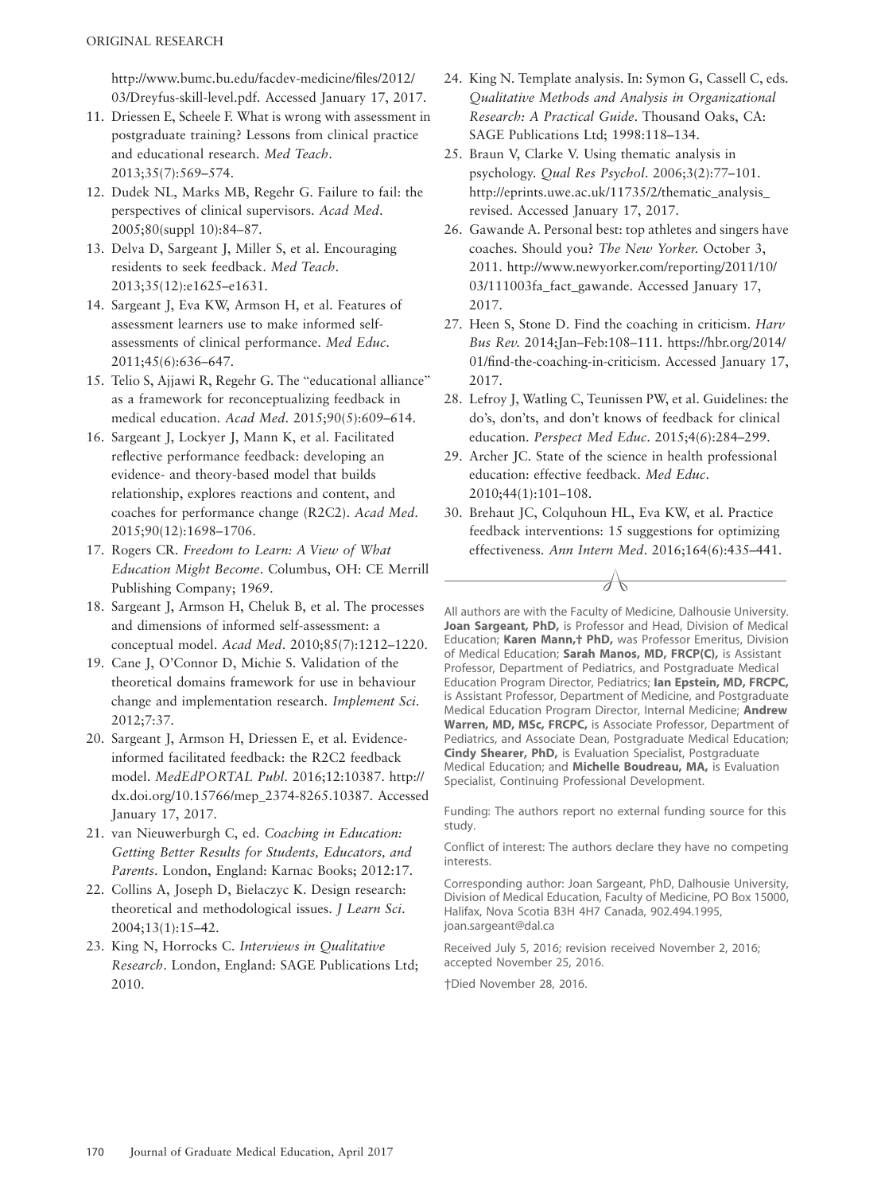http://www.bumc.bu.edu/facdev-medicine/files/2012/03/Dreyfus-skill-level.pdf. Accessed January 17, 2017.

11. Driessen E, Scheele F. What is wrong with assessment in postgraduate training? Lessons from clinical practice and educational research. *Med Teach*. 2013;35(7):569–574.
12. Dudek NL, Marks MB, Regehr G. Failure to fail: the perspectives of clinical supervisors. *Acad Med*. 2005;80(suppl 10):84–87.
13. Delva D, Sargeant J, Miller S, et al. Encouraging residents to seek feedback. *Med Teach*. 2013;35(12):e1625–e1631.
14. Sargeant J, Eva KW, Armson H, et al. Features of assessment learners use to make informed self-assessments of clinical performance. *Med Educ*. 2011;45(6):636–647.
15. Telio S, Ajjawi R, Regehr G. The "educational alliance" as a framework for reconceptualizing feedback in medical education. *Acad Med*. 2015;90(5):609–614.
16. Sargeant J, Lockyer J, Mann K, et al. Facilitated reflective performance feedback: developing an evidence- and theory-based model that builds relationship, explores reactions and content, and coaches for performance change (R2C2). *Acad Med*. 2015;90(12):1698–1706.
17. Rogers CR. *Freedom to Learn: A View of What Education Might Become*. Columbus, OH: CE Merrill Publishing Company; 1969.
18. Sargeant J, Armson H, Cheluk B, et al. The processes and dimensions of informed self-assessment: a conceptual model. *Acad Med*. 2010;85(7):1212–1220.
19. Cane J, O'Connor D, Michie S. Validation of the theoretical domains framework for use in behaviour change and implementation research. *Implement Sci*. 2012;7:37.
20. Sargeant J, Armson H, Driessen E, et al. Evidence-informed facilitated feedback: the R2C2 feedback model. *MedEdPORTAL Publ*. 2016;12:10387. http://dx.doi.org/10.15766/mep_2374-8265.10387. Accessed January 17, 2017.
21. van Nieuwerburgh C, ed. *Coaching in Education: Getting Better Results for Students, Educators, and Parents*. London, England: Karnac Books; 2012:17.
22. Collins A, Joseph D, Bielaczyc K. Design research: theoretical and methodological issues. *J Learn Sci*. 2004;13(1):15–42.
23. King N, Horrocks C. *Interviews in Qualitative Research*. London, England: SAGE Publications Ltd; 2010.
24. King N. Template analysis. In: Symon G, Cassell C, eds. *Qualitative Methods and Analysis in Organizational Research: A Practical Guide*. Thousand Oaks, CA: SAGE Publications Ltd; 1998:118–134.
25. Braun V, Clarke V. Using thematic analysis in psychology. *Qual Res Psychol*. 2006;3(2):77–101. http://eprints.uwe.ac.uk/11735/2/thematic_analysis_revised. Accessed January 17, 2017.
26. Gawande A. Personal best: top athletes and singers have coaches. Should you? *The New Yorker*. October 3, 2011. http://www.newyorker.com/reporting/2011/10/03/111003fa_fact_gawande. Accessed January 17, 2017.
27. Heen S, Stone D. Find the coaching in criticism. *Harv Bus Rev*. 2014;Jan–Feb:108–111. https://hbr.org/2014/01/find-the-coaching-in-criticism. Accessed January 17, 2017.
28. Lefroy J, Watling C, Teunissen PW, et al. Guidelines: the do's, don'ts, and don't knows of feedback for clinical education. *Perspect Med Educ*. 2015;4(6):284–299.
29. Archer JC. State of the science in health professional education: effective feedback. *Med Educ*. 2010;44(1):101–108.
30. Brehaut JC, Colquhoun HL, Eva KW, et al. Practice feedback interventions: 15 suggestions for optimizing effectiveness. *Ann Intern Med*. 2016;164(6):435–441.

---

All authors are with the Faculty of Medicine, Dalhousie University. **Joan Sargeant, PhD,** is Professor and Head, Division of Medical Education; **Karen Mann,† PhD,** was Professor Emeritus, Division of Medical Education; **Sarah Manos, MD, FRCP(C),** is Assistant Professor, Department of Pediatrics, and Postgraduate Medical Education Program Director, Pediatrics; **Ian Epstein, MD, FRCPC,** is Assistant Professor, Department of Medicine, and Postgraduate Medical Education Program Director, Internal Medicine; **Andrew Warren, MD, MSc, FRCPC,** is Associate Professor, Department of Pediatrics, and Associate Dean, Postgraduate Medical Education; **Cindy Shearer, PhD,** is Evaluation Specialist, Postgraduate Medical Education; and **Michelle Boudreau, MA,** is Evaluation Specialist, Continuing Professional Development.

Funding: The authors report no external funding source for this study.

Conflict of interest: The authors declare they have no competing interests.

Corresponding author: Joan Sargeant, PhD, Dalhousie University, Division of Medical Education, Faculty of Medicine, PO Box 15000, Halifax, Nova Scotia B3H 4H7 Canada, 902.494.1995, joan.sargeant@dal.ca

Received July 5, 2016; revision received November 2, 2016; accepted November 25, 2016.

†Died November 28, 2016.